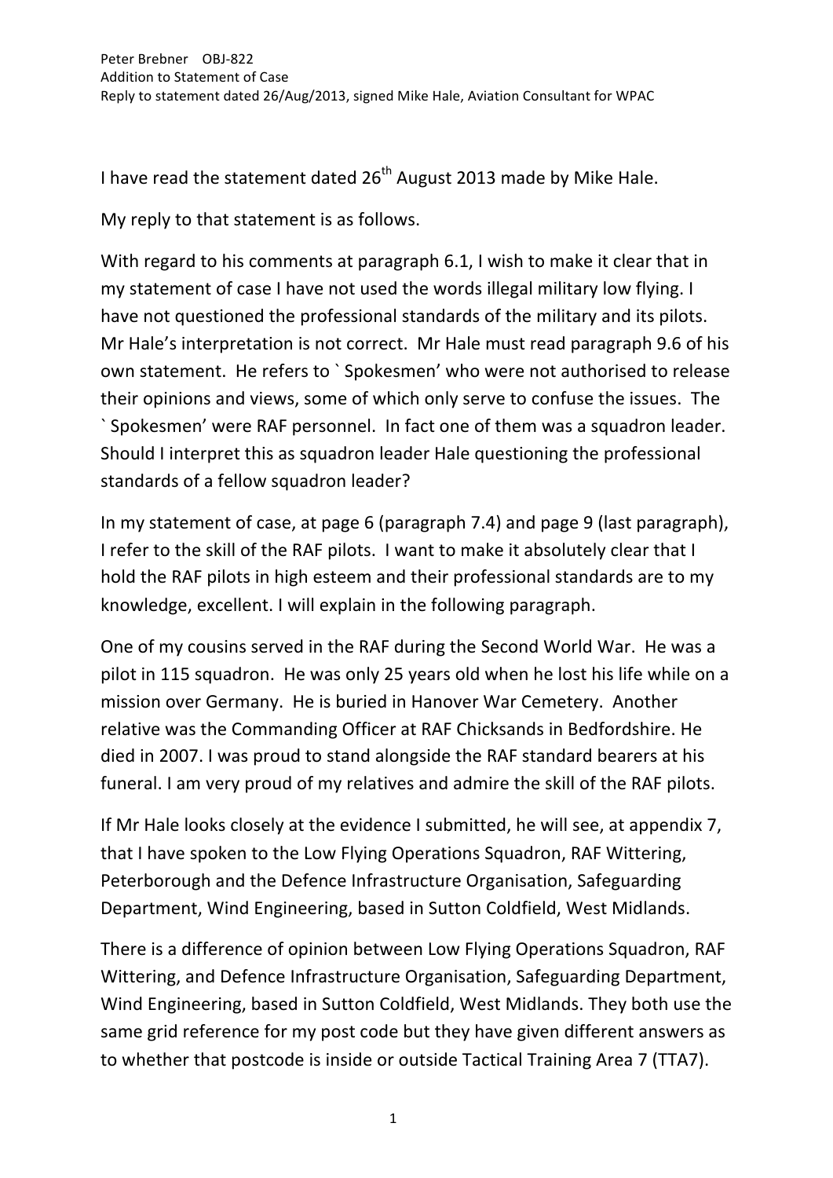Peter Brebner OBJ-822
Addition to Statement of Case
Reply to statement dated 26/Aug/2013, signed Mike Hale, Aviation Consultant for WPAC

I have read the statement dated 26th August 2013 made by Mike Hale.

My reply to that statement is as follows.

With regard to his comments at paragraph 6.1, I wish to make it clear that in my statement of case I have not used the words illegal military low flying. I have not questioned the professional standards of the military and its pilots. Mr Hale's interpretation is not correct. Mr Hale must read paragraph 9.6 of his own statement. He refers to ` Spokesmen' who were not authorised to release their opinions and views, some of which only serve to confuse the issues. The ` Spokesmen' were RAF personnel. In fact one of them was a squadron leader. Should I interpret this as squadron leader Hale questioning the professional standards of a fellow squadron leader?

In my statement of case, at page 6 (paragraph 7.4) and page 9 (last paragraph), I refer to the skill of the RAF pilots. I want to make it absolutely clear that I hold the RAF pilots in high esteem and their professional standards are to my knowledge, excellent. I will explain in the following paragraph.

One of my cousins served in the RAF during the Second World War. He was a pilot in 115 squadron. He was only 25 years old when he lost his life while on a mission over Germany. He is buried in Hanover War Cemetery. Another relative was the Commanding Officer at RAF Chicksands in Bedfordshire. He died in 2007. I was proud to stand alongside the RAF standard bearers at his funeral. I am very proud of my relatives and admire the skill of the RAF pilots.

If Mr Hale looks closely at the evidence I submitted, he will see, at appendix 7, that I have spoken to the Low Flying Operations Squadron, RAF Wittering, Peterborough and the Defence Infrastructure Organisation, Safeguarding Department, Wind Engineering, based in Sutton Coldfield, West Midlands.

There is a difference of opinion between Low Flying Operations Squadron, RAF Wittering, and Defence Infrastructure Organisation, Safeguarding Department, Wind Engineering, based in Sutton Coldfield, West Midlands. They both use the same grid reference for my post code but they have given different answers as to whether that postcode is inside or outside Tactical Training Area 7 (TTA7).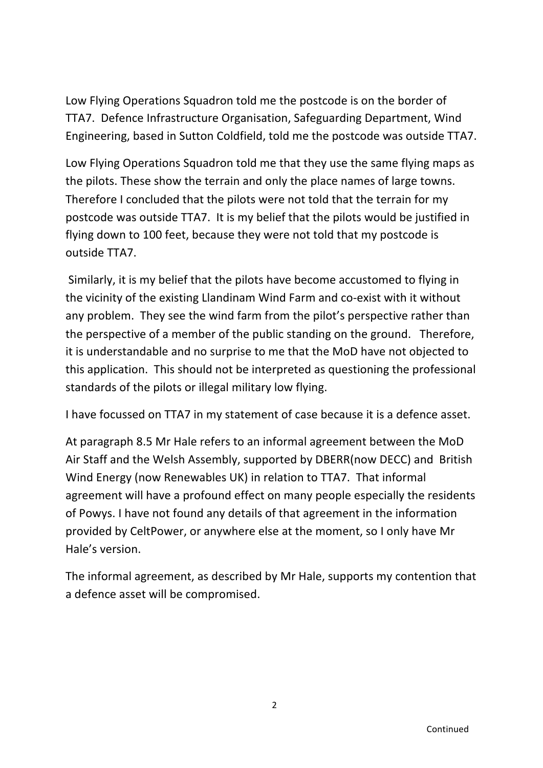Low Flying Operations Squadron told me the postcode is on the border of TTA7. Defence Infrastructure Organisation, Safeguarding Department, Wind Engineering, based in Sutton Coldfield, told me the postcode was outside TTA7.

Low Flying Operations Squadron told me that they use the same flying maps as the pilots. These show the terrain and only the place names of large towns. Therefore I concluded that the pilots were not told that the terrain for my postcode was outside TTA7. It is my belief that the pilots would be justified in flying down to 100 feet, because they were not told that my postcode is outside TTA7.

Similarly, it is my belief that the pilots have become accustomed to flying in the vicinity of the existing Llandinam Wind Farm and co-exist with it without any problem. They see the wind farm from the pilot's perspective rather than the perspective of a member of the public standing on the ground. Therefore, it is understandable and no surprise to me that the MoD have not objected to this application. This should not be interpreted as questioning the professional standards of the pilots or illegal military low flying.

I have focussed on TTA7 in my statement of case because it is a defence asset.

At paragraph 8.5 Mr Hale refers to an informal agreement between the MoD Air Staff and the Welsh Assembly, supported by DBERR(now DECC) and British Wind Energy (now Renewables UK) in relation to TTA7. That informal agreement will have a profound effect on many people especially the residents of Powys. I have not found any details of that agreement in the information provided by CeltPower, or anywhere else at the moment, so I only have Mr Hale's version.

The informal agreement, as described by Mr Hale, supports my contention that a defence asset will be compromised.

Continued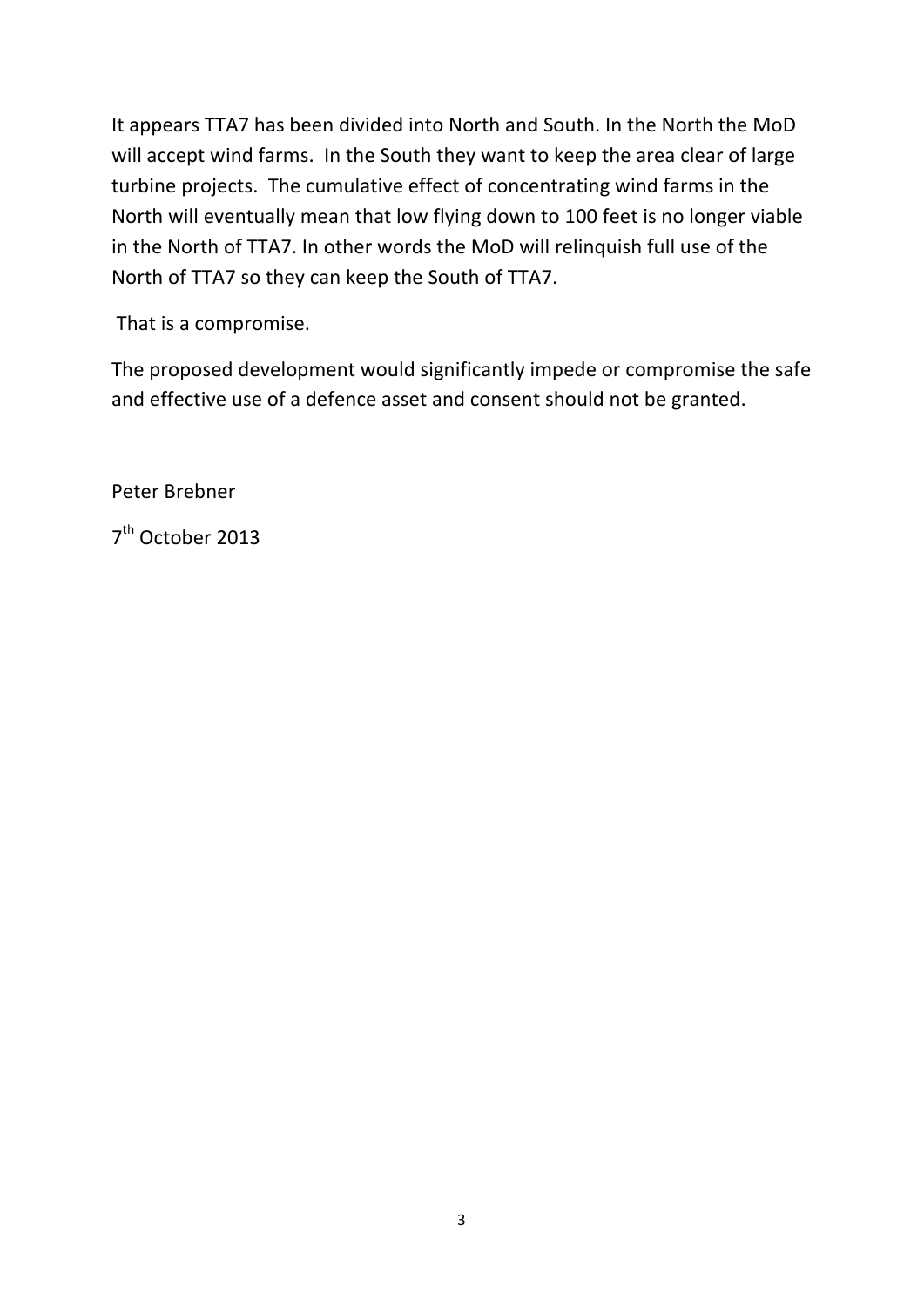It appears TTA7 has been divided into North and South. In the North the MoD will accept wind farms. In the South they want to keep the area clear of large turbine projects. The cumulative effect of concentrating wind farms in the North will eventually mean that low flying down to 100 feet is no longer viable in the North of TTA7. In other words the MoD will relinquish full use of the North of TTA7 so they can keep the South of TTA7.

That is a compromise.

The proposed development would significantly impede or compromise the safe and effective use of a defence asset and consent should not be granted.

Peter Brebner

7th October 2013